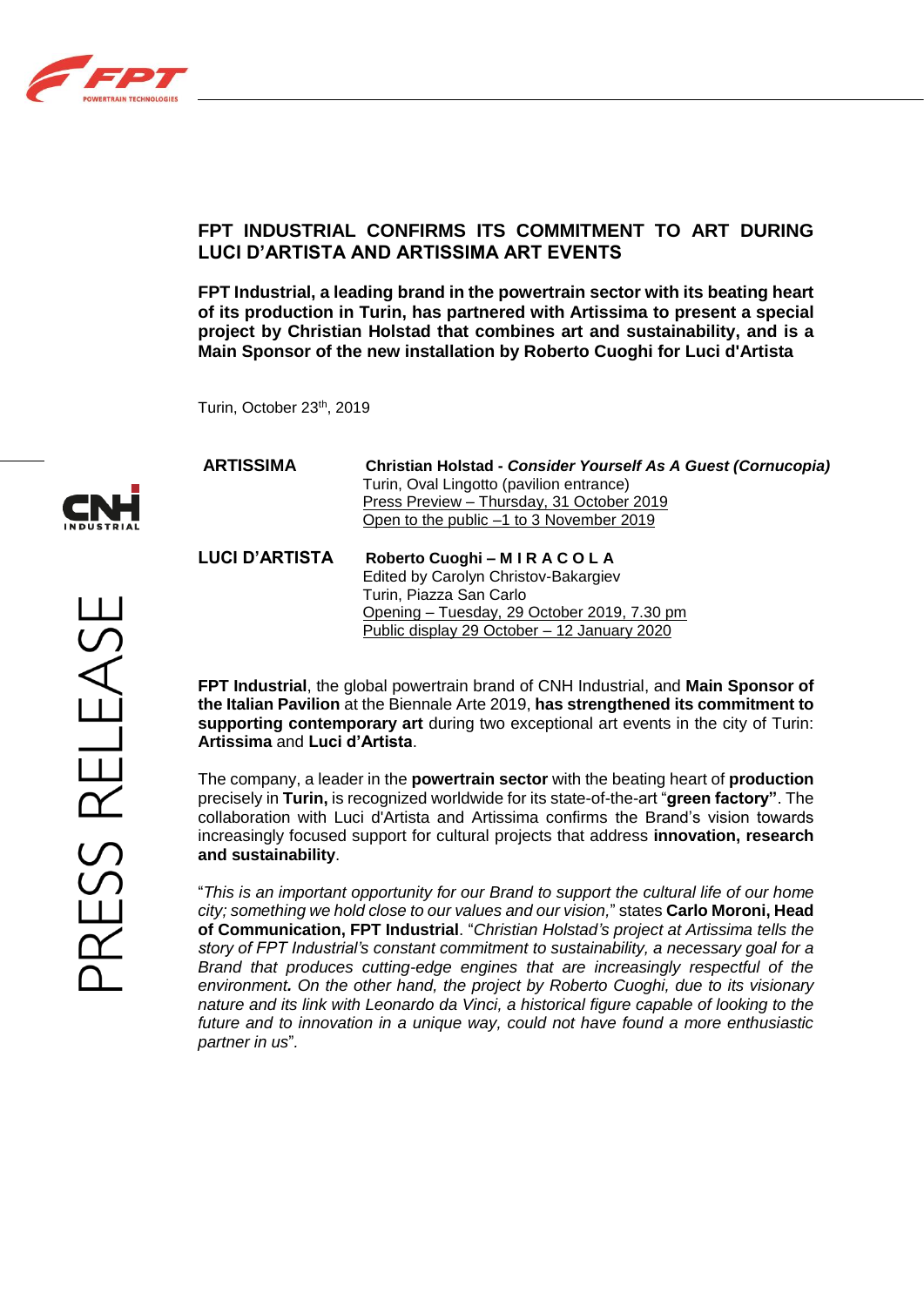# FPT INDUSTRIAL CONFIRMS ITS COMMITMENT TO ART DURING LUCI D'ARTISTA AND ARTISSIMA ART EVENTS

**FPT Industrial, a leading brand in the powertrain sector with its beating heart of its production in Turin, has partnered with Artissima to present a special project by Christian Holstad that combines art and sustainability, and is a Main Sponsor of the new installation by Roberto Cuoghi for Luci d'Artista**

Turin, October 23th, 2019

**ARTISSIMA**

**Christian Holstad - *Consider Yourself As A Guest (Cornucopia)***
Turin, Oval Lingotto (pavilion entrance)
Press Preview – Thursday, 31 October 2019
Open to the public –1 to 3 November 2019

**LUCI D'ARTISTA**

**Roberto Cuoghi – M I R A C O L A**
Edited by Carolyn Christov-Bakargiev
Turin, Piazza San Carlo
Opening – Tuesday, 29 October 2019, 7.30 pm
Public display 29 October – 12 January 2020

**FPT Industrial**, the global powertrain brand of CNH Industrial, and **Main Sponsor of the Italian Pavilion** at the Biennale Arte 2019, **has strengthened its commitment to supporting contemporary art** during two exceptional art events in the city of Turin: **Artissima** and **Luci d'Artista**.

The company, a leader in the **powertrain sector** with the beating heart of **production** precisely in **Turin,** is recognized worldwide for its state-of-the-art "**green factory"**. The collaboration with Luci d'Artista and Artissima confirms the Brand's vision towards increasingly focused support for cultural projects that address **innovation, research and sustainability**.

"*This is an important opportunity for our Brand to support the cultural life of our home city; something we hold close to our values and our vision,*" states **Carlo Moroni, Head of Communication, FPT Industrial**. "*Christian Holstad's project at Artissima tells the story of FPT Industrial's constant commitment to sustainability, a necessary goal for a Brand that produces cutting-edge engines that are increasingly respectful of the environment. On the other hand, the project by Roberto Cuoghi, due to its visionary nature and its link with Leonardo da Vinci, a historical figure capable of looking to the future and to innovation in a unique way, could not have found a more enthusiastic partner in us*".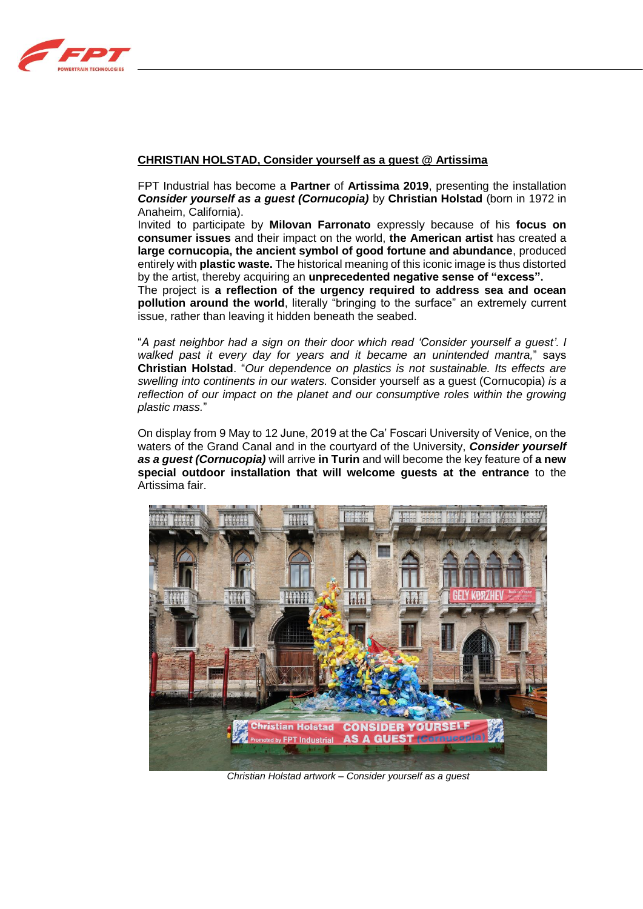**CHRISTIAN HOLSTAD, Consider yourself as a guest @ Artissima**

FPT Industrial has become a **Partner** of **Artissima 2019**, presenting the installation ***Consider yourself as a guest (Cornucopia)*** by **Christian Holstad** (born in 1972 in Anaheim, California).
Invited to participate by **Milovan Farronato** expressly because of his **focus on consumer issues** and their impact on the world, **the American artist** has created a **large cornucopia, the ancient symbol of good fortune and abundance**, produced entirely with **plastic waste.** The historical meaning of this iconic image is thus distorted by the artist, thereby acquiring an **unprecedented negative sense of "excess".**
The project is **a reflection of the urgency required to address sea and ocean pollution around the world**, literally "bringing to the surface" an extremely current issue, rather than leaving it hidden beneath the seabed.

"*A past neighbor had a sign on their door which read 'Consider yourself a guest'. I walked past it every day for years and it became an unintended mantra,*" says **Christian Holstad**. "*Our dependence on plastics is not sustainable. Its effects are swelling into continents in our waters.* Consider yourself as a guest (Cornucopia) *is a reflection of our impact on the planet and our consumptive roles within the growing plastic mass.*"

On display from 9 May to 12 June, 2019 at the Ca' Foscari University of Venice, on the waters of the Grand Canal and in the courtyard of the University, ***Consider yourself as a guest (Cornucopia)*** will arrive **in Turin** and will become the key feature of **a new special outdoor installation that will welcome guests at the entrance** to the Artissima fair.

*Christian Holstad artwork – Consider yourself as a guest*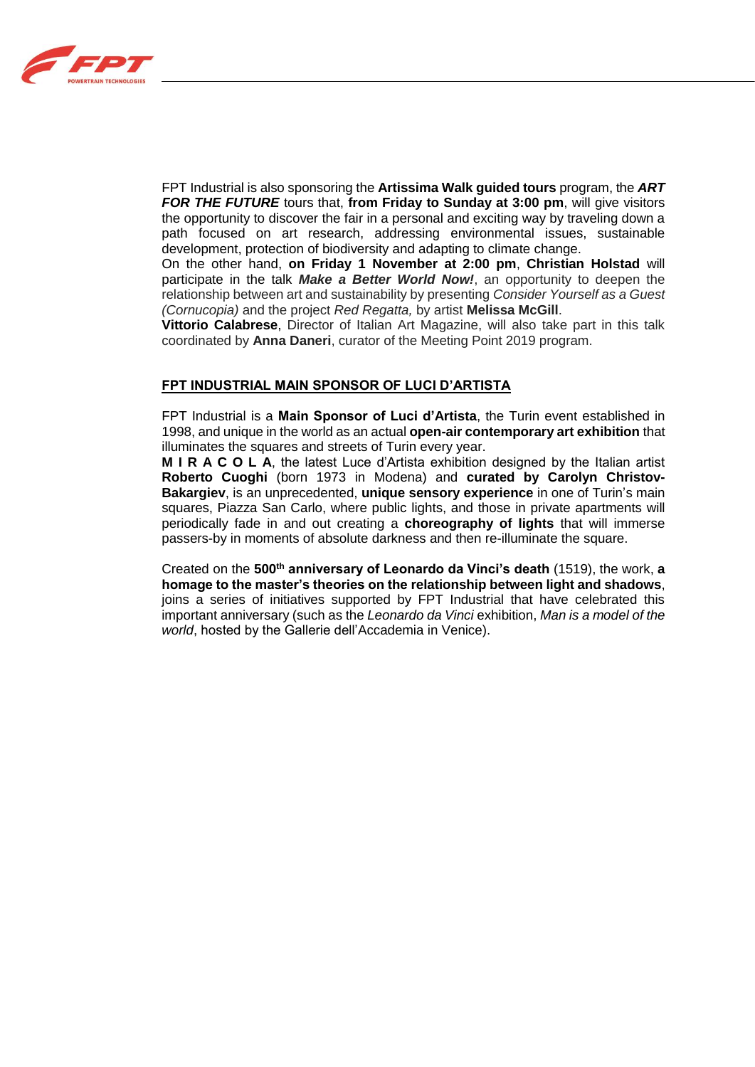FPT Industrial is also sponsoring the **Artissima Walk guided tours** program, the ***ART FOR THE FUTURE*** tours that, **from Friday to Sunday at 3:00 pm**, will give visitors the opportunity to discover the fair in a personal and exciting way by traveling down a path focused on art research, addressing environmental issues, sustainable development, protection of biodiversity and adapting to climate change.
On the other hand, **on Friday 1 November at 2:00 pm**, **Christian Holstad** will participate in the talk ***Make a Better World Now!***, an opportunity to deepen the relationship between art and sustainability by presenting *Consider Yourself as a Guest (Cornucopia)* and the project *Red Regatta,* by artist **Melissa McGill**.
**Vittorio Calabrese**, Director of Italian Art Magazine, will also take part in this talk coordinated by **Anna Daneri**, curator of the Meeting Point 2019 program.

## FPT INDUSTRIAL MAIN SPONSOR OF LUCI D'ARTISTA

FPT Industrial is a **Main Sponsor of Luci d'Artista**, the Turin event established in 1998, and unique in the world as an actual **open-air contemporary art exhibition** that illuminates the squares and streets of Turin every year.
**M I R A C O L A**, the latest Luce d'Artista exhibition designed by the Italian artist **Roberto Cuoghi** (born 1973 in Modena) and **curated by Carolyn Christov-Bakargiev**, is an unprecedented, **unique sensory experience** in one of Turin's main squares, Piazza San Carlo, where public lights, and those in private apartments will periodically fade in and out creating a **choreography of lights** that will immerse passers-by in moments of absolute darkness and then re-illuminate the square.

Created on the **500th anniversary of Leonardo da Vinci's death** (1519), the work, **a homage to the master's theories on the relationship between light and shadows**, joins a series of initiatives supported by FPT Industrial that have celebrated this important anniversary (such as the *Leonardo da Vinci* exhibition, *Man is a model of the world*, hosted by the Gallerie dell'Accademia in Venice).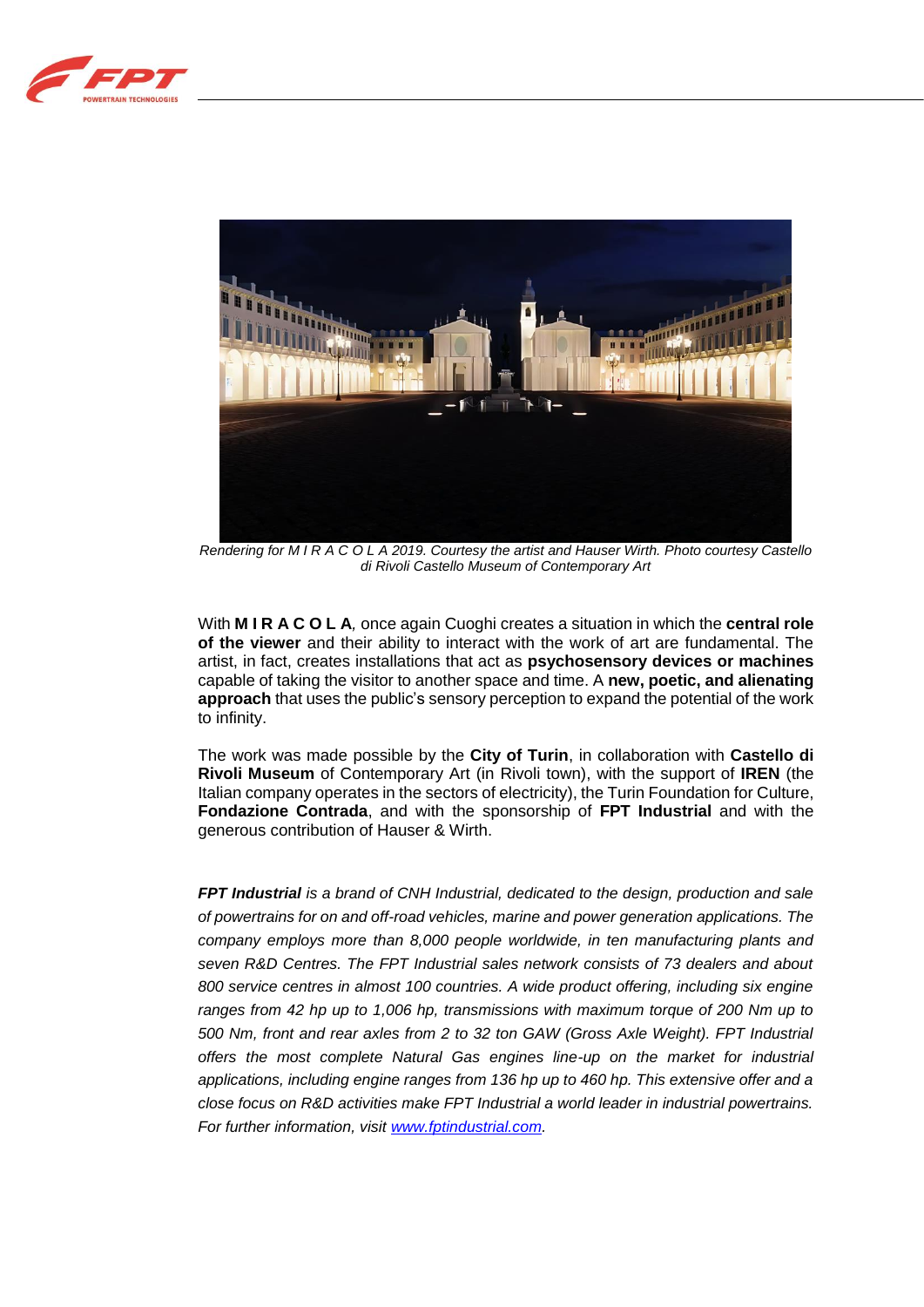*Rendering for M I R A C O L A 2019. Courtesy the artist and Hauser Wirth. Photo courtesy Castello di Rivoli Castello Museum of Contemporary Art*

With **M I R A C O L A***,* once again Cuoghi creates a situation in which the **central role of the viewer** and their ability to interact with the work of art are fundamental. The artist, in fact, creates installations that act as **psychosensory devices or machines** capable of taking the visitor to another space and time. A **new, poetic, and alienating approach** that uses the public's sensory perception to expand the potential of the work to infinity.

The work was made possible by the **City of Turin**, in collaboration with **Castello di Rivoli Museum** of Contemporary Art (in Rivoli town), with the support of **IREN** (the Italian company operates in the sectors of electricity), the Turin Foundation for Culture, **Fondazione Contrada**, and with the sponsorship of **FPT Industrial** and with the generous contribution of Hauser & Wirth.

***FPT Industrial*** *is a brand of CNH Industrial, dedicated to the design, production and sale of powertrains for on and off-road vehicles, marine and power generation applications. The company employs more than 8,000 people worldwide, in ten manufacturing plants and seven R&D Centres. The FPT Industrial sales network consists of 73 dealers and about 800 service centres in almost 100 countries. A wide product offering, including six engine ranges from 42 hp up to 1,006 hp, transmissions with maximum torque of 200 Nm up to 500 Nm, front and rear axles from 2 to 32 ton GAW (Gross Axle Weight). FPT Industrial offers the most complete Natural Gas engines line-up on the market for industrial applications, including engine ranges from 136 hp up to 460 hp. This extensive offer and a close focus on R&D activities make FPT Industrial a world leader in industrial powertrains. For further information, visit [www.fptindustrial.com](www.fptindustrial.com).*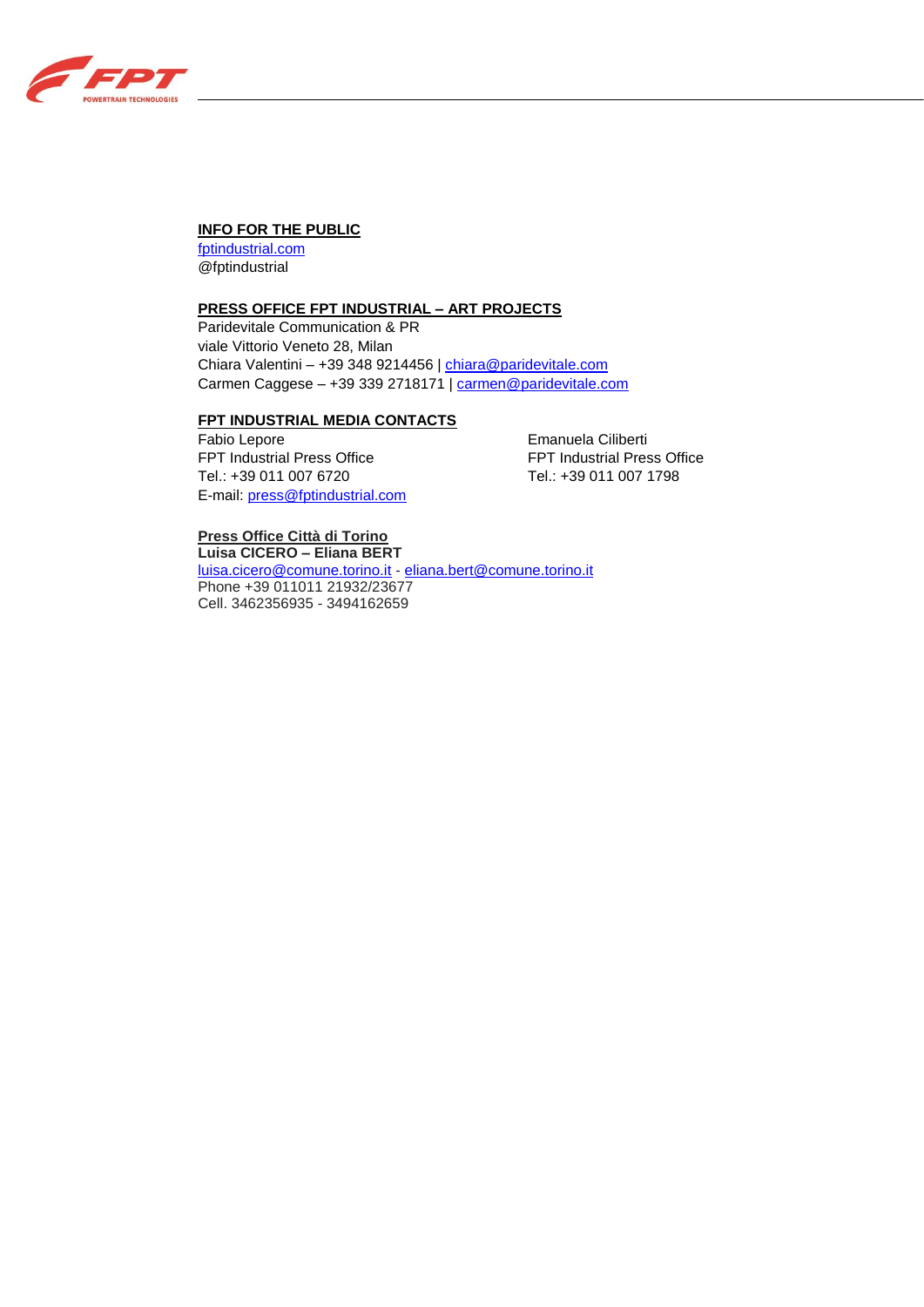**INFO FOR THE PUBLIC**
fptindustrial.com
@fptindustrial

**PRESS OFFICE FPT INDUSTRIAL – ART PROJECTS**
Paridevitale Communication & PR
viale Vittorio Veneto 28, Milan
Chiara Valentini – +39 348 9214456 | chiara@paridevitale.com
Carmen Caggese – +39 339 2718171 | carmen@paridevitale.com

**FPT INDUSTRIAL MEDIA CONTACTS**

Fabio Lepore
FPT Industrial Press Office
Tel.: +39 011 007 6720
E-mail: press@fptindustrial.com

Emanuela Ciliberti
FPT Industrial Press Office
Tel.: +39 011 007 1798

**Press Office Città di Torino**
**Luisa CICERO – Eliana BERT**
luisa.cicero@comune.torino.it - eliana.bert@comune.torino.it
Phone +39 011011 21932/23677
Cell. 3462356935 - 3494162659